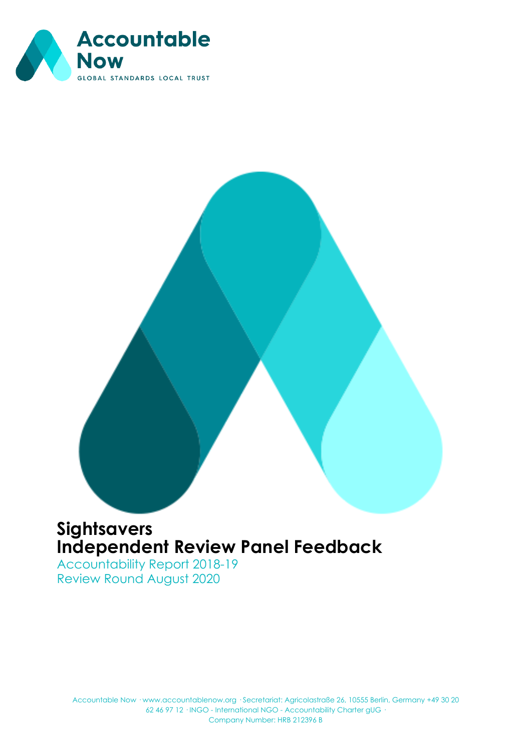Accountable Now

GLOBAL STANDARDS LOCAL TRUST

# Sightsavers
# Independent Review Panel Feedback

Accountability Report 2018-19

Review Round August 2020

Accountable Now · www.accountablenow.org · Secretariat: Agricolastraße 26, 10555 Berlin, Germany +49 30 20 62 46 97 12 · INGO - International NGO - Accountability Charter gUG · Company Number: HRB 212396 B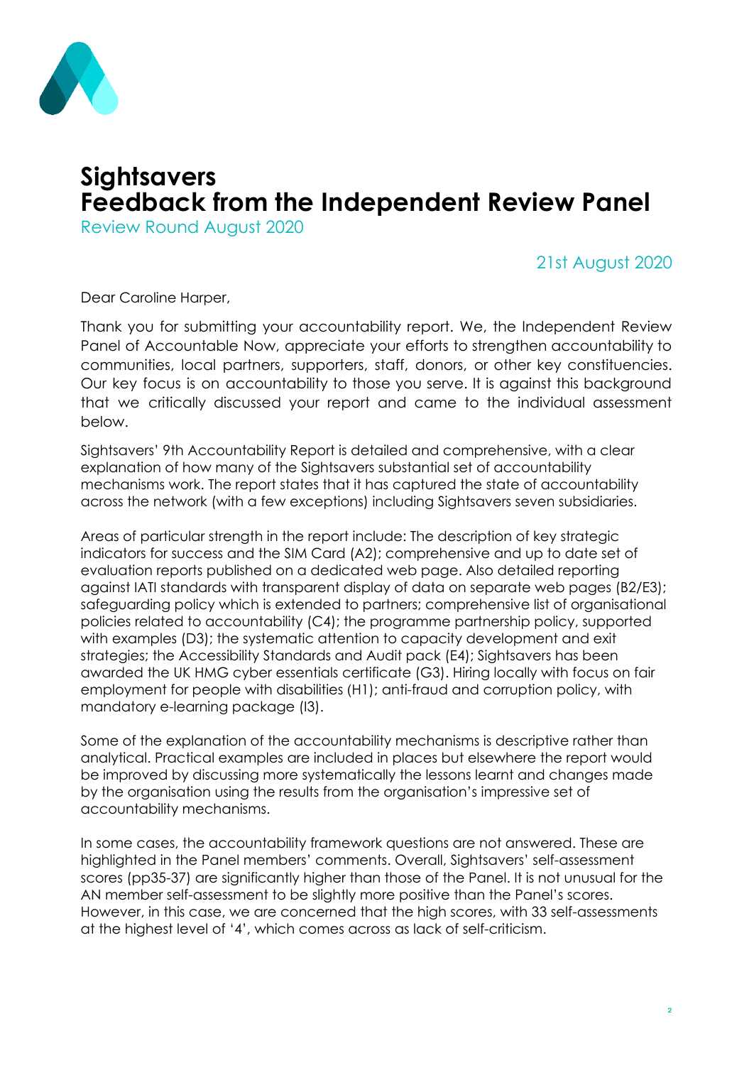# Sightsavers
# Feedback from the Independent Review Panel

Review Round August 2020

21st August 2020

Dear Caroline Harper,

Thank you for submitting your accountability report. We, the Independent Review Panel of Accountable Now, appreciate your efforts to strengthen accountability to communities, local partners, supporters, staff, donors, or other key constituencies. Our key focus is on accountability to those you serve. It is against this background that we critically discussed your report and came to the individual assessment below.

Sightsavers' 9th Accountability Report is detailed and comprehensive, with a clear explanation of how many of the Sightsavers substantial set of accountability mechanisms work. The report states that it has captured the state of accountability across the network (with a few exceptions) including Sightsavers seven subsidiaries.

Areas of particular strength in the report include: The description of key strategic indicators for success and the SIM Card (A2); comprehensive and up to date set of evaluation reports published on a dedicated web page. Also detailed reporting against IATI standards with transparent display of data on separate web pages (B2/E3); safeguarding policy which is extended to partners; comprehensive list of organisational policies related to accountability (C4); the programme partnership policy, supported with examples (D3); the systematic attention to capacity development and exit strategies; the Accessibility Standards and Audit pack (E4); Sightsavers has been awarded the UK HMG cyber essentials certificate (G3). Hiring locally with focus on fair employment for people with disabilities (H1); anti-fraud and corruption policy, with mandatory e-learning package (I3).

Some of the explanation of the accountability mechanisms is descriptive rather than analytical. Practical examples are included in places but elsewhere the report would be improved by discussing more systematically the lessons learnt and changes made by the organisation using the results from the organisation's impressive set of accountability mechanisms.

In some cases, the accountability framework questions are not answered. These are highlighted in the Panel members' comments. Overall, Sightsavers' self-assessment scores (pp35-37) are significantly higher than those of the Panel. It is not unusual for the AN member self-assessment to be slightly more positive than the Panel's scores. However, in this case, we are concerned that the high scores, with 33 self-assessments at the highest level of '4', which comes across as lack of self-criticism.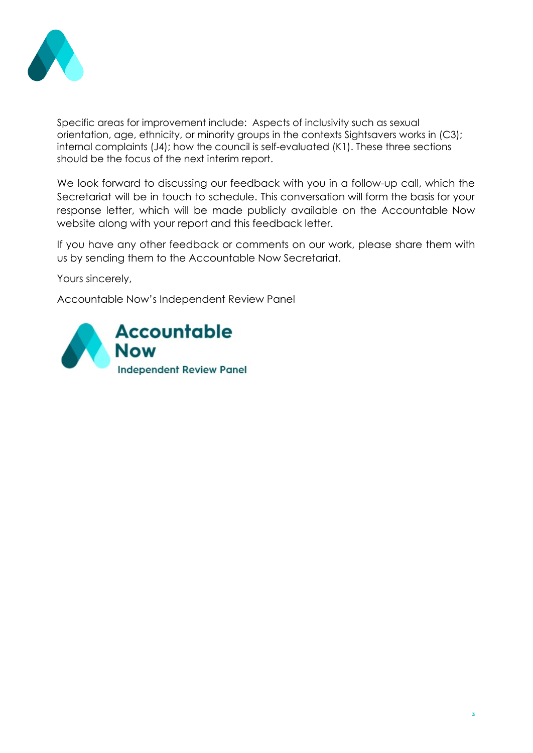Specific areas for improvement include: Aspects of inclusivity such as sexual orientation, age, ethnicity, or minority groups in the contexts Sightsavers works in (C3); internal complaints (J4); how the council is self-evaluated (K1). These three sections should be the focus of the next interim report.

We look forward to discussing our feedback with you in a follow-up call, which the Secretariat will be in touch to schedule. This conversation will form the basis for your response letter, which will be made publicly available on the Accountable Now website along with your report and this feedback letter.

If you have any other feedback or comments on our work, please share them with us by sending them to the Accountable Now Secretariat.

Yours sincerely,

Accountable Now's Independent Review Panel

**Accountable Now**
**Independent Review Panel**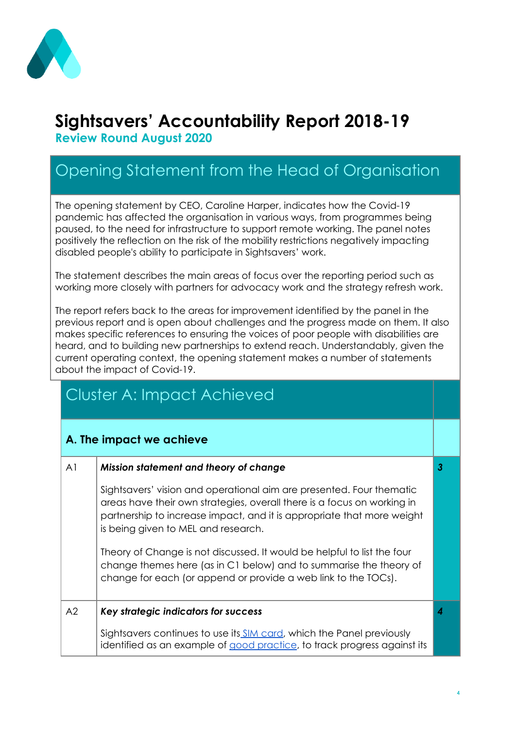# Sightsavers' Accountability Report 2018-19

**Review Round August 2020**

## Opening Statement from the Head of Organisation

The opening statement by CEO, Caroline Harper, indicates how the Covid-19 pandemic has affected the organisation in various ways, from programmes being paused, to the need for infrastructure to support remote working. The panel notes positively the reflection on the risk of the mobility restrictions negatively impacting disabled people's ability to participate in Sightsavers' work.

The statement describes the main areas of focus over the reporting period such as working more closely with partners for advocacy work and the strategy refresh work.

The report refers back to the areas for improvement identified by the panel in the previous report and is open about challenges and the progress made on them. It also makes specific references to ensuring the voices of poor people with disabilities are heard, and to building new partnerships to extend reach. Understandably, given the current operating context, the opening statement makes a number of statements about the impact of Covid-19.

## Cluster A: Impact Achieved

### A. The impact we achieve

| | | |
|---|---|---|
| A1 | ***Mission statement and theory of change***<br><br>Sightsavers' vision and operational aim are presented. Four thematic areas have their own strategies, overall there is a focus on working in partnership to increase impact, and it is appropriate that more weight is being given to MEL and research.<br><br>Theory of Change is not discussed. It would be helpful to list the four change themes here (as in C1 below) and to summarise the theory of change for each (or append or provide a web link to the TOCs). | ***3*** |
| A2 | ***Key strategic indicators for success***<br><br>Sightsavers continues to use its [SIM card](), which the Panel previously identified as an example of [good practice](), to track progress against its | ***4*** |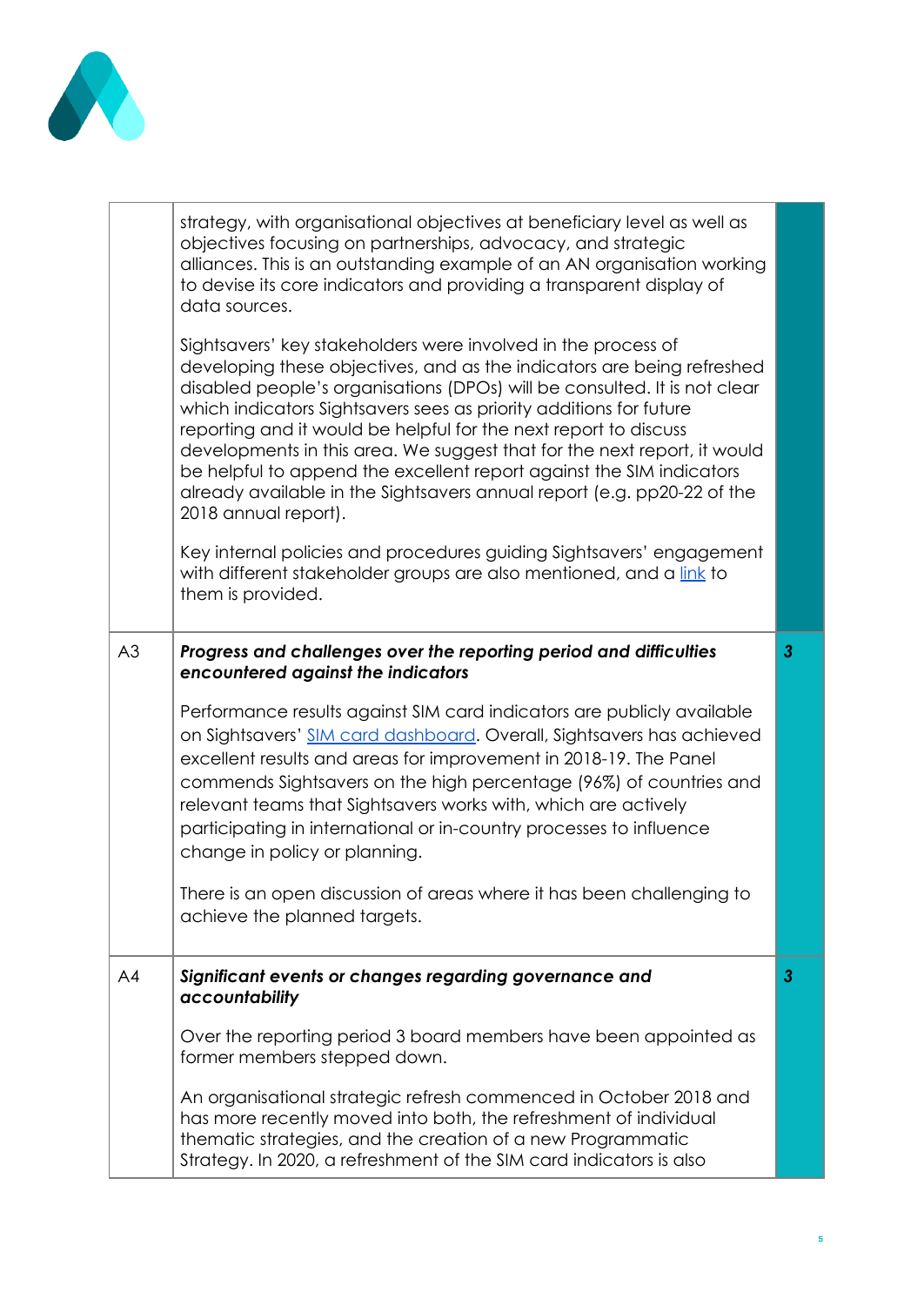| | | |
|---|---|---|
| | strategy, with organisational objectives at beneficiary level as well as objectives focusing on partnerships, advocacy, and strategic alliances. This is an outstanding example of an AN organisation working to devise its core indicators and providing a transparent display of data sources.<br><br>Sightsavers' key stakeholders were involved in the process of developing these objectives, and as the indicators are being refreshed disabled people's organisations (DPOs) will be consulted. It is not clear which indicators Sightsavers sees as priority additions for future reporting and it would be helpful for the next report to discuss developments in this area. We suggest that for the next report, it would be helpful to append the excellent report against the SIM indicators already available in the Sightsavers annual report (e.g. pp20-22 of the 2018 annual report).<br><br>Key internal policies and procedures guiding Sightsavers' engagement with different stakeholder groups are also mentioned, and a link to them is provided. | |
| A3 | ***Progress and challenges over the reporting period and difficulties encountered against the indicators***<br><br>Performance results against SIM card indicators are publicly available on Sightsavers' SIM card dashboard. Overall, Sightsavers has achieved excellent results and areas for improvement in 2018-19. The Panel commends Sightsavers on the high percentage (96%) of countries and relevant teams that Sightsavers works with, which are actively participating in international or in-country processes to influence change in policy or planning.<br><br>There is an open discussion of areas where it has been challenging to achieve the planned targets. | ***3*** |
| A4 | ***Significant events or changes regarding governance and accountability***<br><br>Over the reporting period 3 board members have been appointed as former members stepped down.<br><br>An organisational strategic refresh commenced in October 2018 and has more recently moved into both, the refreshment of individual thematic strategies, and the creation of a new Programmatic Strategy. In 2020, a refreshment of the SIM card indicators is also | ***3*** |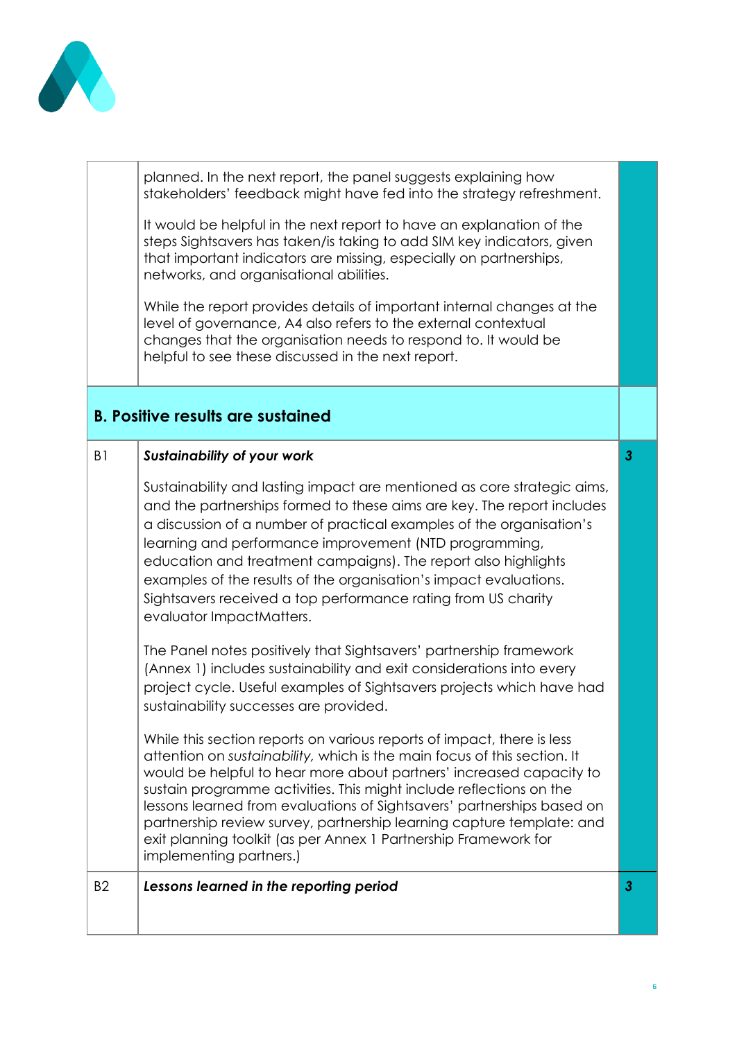| | | |
|---|---|---|
| | planned. In the next report, the panel suggests explaining how stakeholders' feedback might have fed into the strategy refreshment.<br><br>It would be helpful in the next report to have an explanation of the steps Sightsavers has taken/is taking to add SIM key indicators, given that important indicators are missing, especially on partnerships, networks, and organisational abilities.<br><br>While the report provides details of important internal changes at the level of governance, A4 also refers to the external contextual changes that the organisation needs to respond to. It would be helpful to see these discussed in the next report. | |
| **B. Positive results are sustained** | | |
| B1 | ***Sustainability of your work***<br><br>Sustainability and lasting impact are mentioned as core strategic aims, and the partnerships formed to these aims are key. The report includes a discussion of a number of practical examples of the organisation's learning and performance improvement (NTD programming, education and treatment campaigns). The report also highlights examples of the results of the organisation's impact evaluations. Sightsavers received a top performance rating from US charity evaluator ImpactMatters.<br><br>The Panel notes positively that Sightsavers' partnership framework (Annex 1) includes sustainability and exit considerations into every project cycle. Useful examples of Sightsavers projects which have had sustainability successes are provided.<br><br>While this section reports on various reports of impact, there is less attention on *sustainability,* which is the main focus of this section. It would be helpful to hear more about partners' increased capacity to sustain programme activities. This might include reflections on the lessons learned from evaluations of Sightsavers' partnerships based on partnership review survey, partnership learning capture template: and exit planning toolkit (as per Annex 1 Partnership Framework for implementing partners.) | ***3*** |
| B2 | ***Lessons learned in the reporting period*** | ***3*** |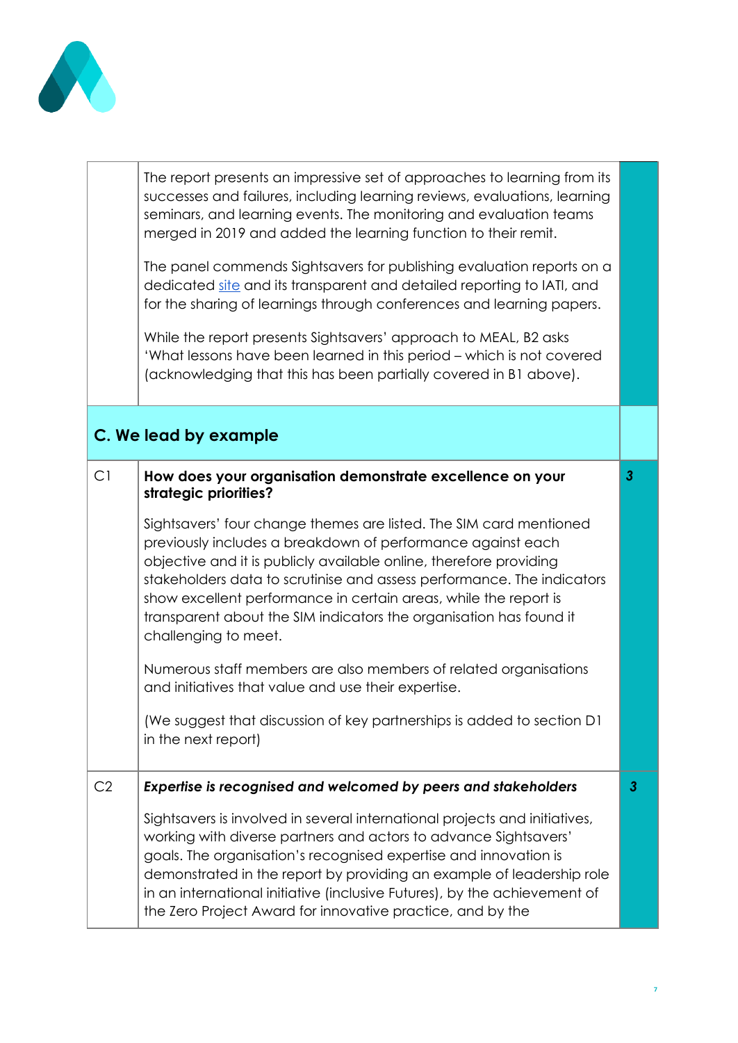| | | |
|---|---|---|
| | The report presents an impressive set of approaches to learning from its successes and failures, including learning reviews, evaluations, learning seminars, and learning events. The monitoring and evaluation teams merged in 2019 and added the learning function to their remit.<br><br>The panel commends Sightsavers for publishing evaluation reports on a dedicated site and its transparent and detailed reporting to IATI, and for the sharing of learnings through conferences and learning papers.<br><br>While the report presents Sightsavers' approach to MEAL, B2 asks 'What lessons have been learned in this period – which is not covered (acknowledging that this has been partially covered in B1 above). | |
| **C. We lead by example** | | |
| C1 | **How does your organisation demonstrate excellence on your strategic priorities?**<br><br>Sightsavers' four change themes are listed. The SIM card mentioned previously includes a breakdown of performance against each objective and it is publicly available online, therefore providing stakeholders data to scrutinise and assess performance. The indicators show excellent performance in certain areas, while the report is transparent about the SIM indicators the organisation has found it challenging to meet.<br><br>Numerous staff members are also members of related organisations and initiatives that value and use their expertise.<br><br>(We suggest that discussion of key partnerships is added to section D1 in the next report) | ***3*** |
| C2 | ***Expertise is recognised and welcomed by peers and stakeholders***<br><br>Sightsavers is involved in several international projects and initiatives, working with diverse partners and actors to advance Sightsavers' goals. The organisation's recognised expertise and innovation is demonstrated in the report by providing an example of leadership role in an international initiative (inclusive Futures), by the achievement of the Zero Project Award for innovative practice, and by the | ***3*** |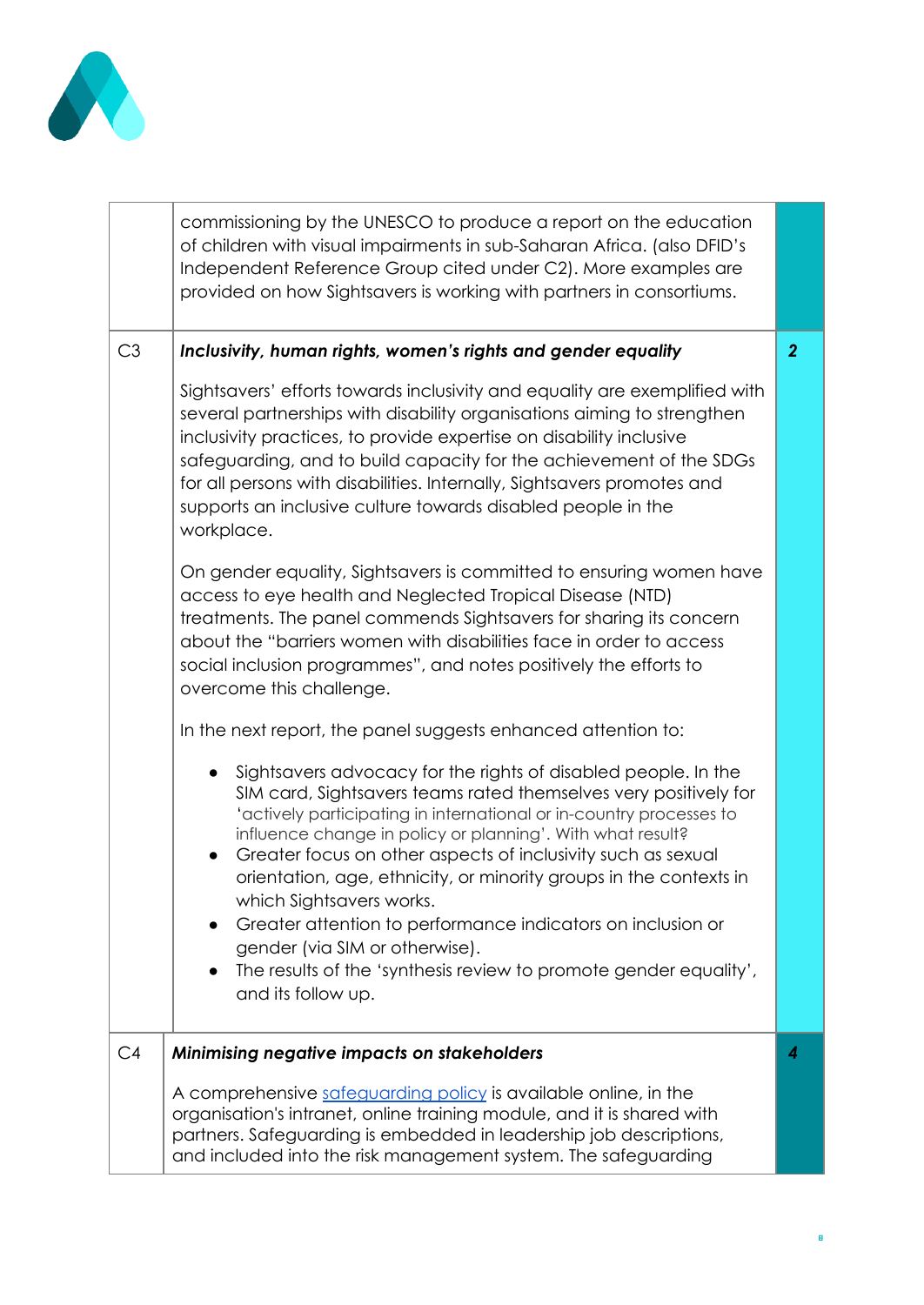| | | |
|---|---|---|
| | commissioning by the UNESCO to produce a report on the education of children with visual impairments in sub-Saharan Africa. (also DFID's Independent Reference Group cited under C2). More examples are provided on how Sightsavers is working with partners in consortiums. | |
| C3 | ***Inclusivity, human rights, women's rights and gender equality*** <br><br> Sightsavers' efforts towards inclusivity and equality are exemplified with several partnerships with disability organisations aiming to strengthen inclusivity practices, to provide expertise on disability inclusive safeguarding, and to build capacity for the achievement of the SDGs for all persons with disabilities. Internally, Sightsavers promotes and supports an inclusive culture towards disabled people in the workplace. <br><br> On gender equality, Sightsavers is committed to ensuring women have access to eye health and Neglected Tropical Disease (NTD) treatments. The panel commends Sightsavers for sharing its concern about the "barriers women with disabilities face in order to access social inclusion programmes", and notes positively the efforts to overcome this challenge. <br><br> In the next report, the panel suggests enhanced attention to: <br><br> • Sightsavers advocacy for the rights of disabled people. In the SIM card, Sightsavers teams rated themselves very positively for 'actively participating in international or in-country processes to influence change in policy or planning'. With what result? <br> • Greater focus on other aspects of inclusivity such as sexual orientation, age, ethnicity, or minority groups in the contexts in which Sightsavers works. <br> • Greater attention to performance indicators on inclusion or gender (via SIM or otherwise). <br> • The results of the 'synthesis review to promote gender equality', and its follow up. | ***2*** |
| C4 | ***Minimising negative impacts on stakeholders*** <br><br> A comprehensive safeguarding policy is available online, in the organisation's intranet, online training module, and it is shared with partners. Safeguarding is embedded in leadership job descriptions, and included into the risk management system. The safeguarding | ***4*** |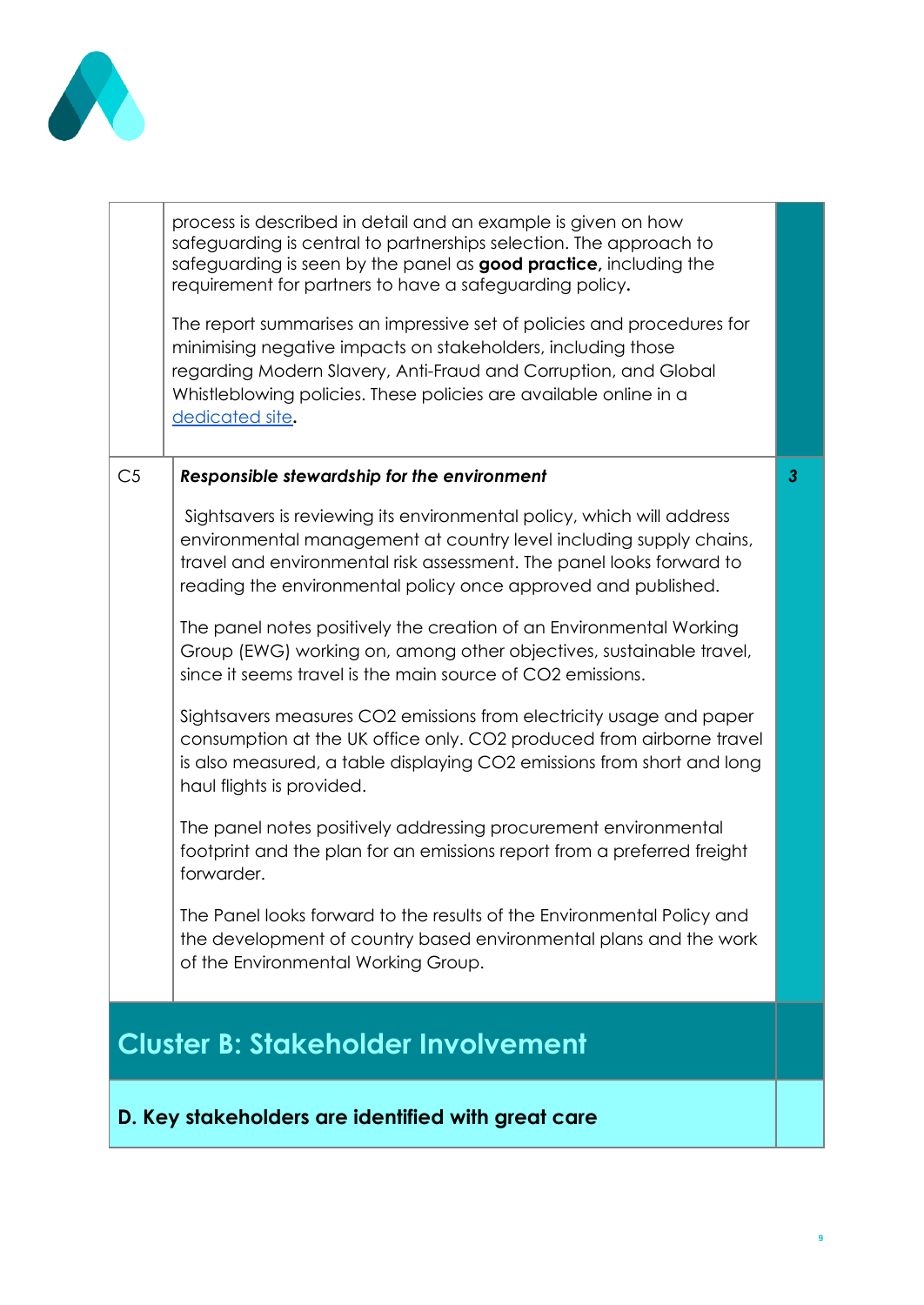| | | |
|---|---|---|
| | process is described in detail and an example is given on how safeguarding is central to partnerships selection. The approach to safeguarding is seen by the panel as **good practice,** including the requirement for partners to have a safeguarding policy.<br><br>The report summarises an impressive set of policies and procedures for minimising negative impacts on stakeholders, including those regarding Modern Slavery, Anti-Fraud and Corruption, and Global Whistleblowing policies. These policies are available online in a [dedicated site](). | |
| C5 | ***Responsible stewardship for the environment***<br><br>Sightsavers is reviewing its environmental policy, which will address environmental management at country level including supply chains, travel and environmental risk assessment. The panel looks forward to reading the environmental policy once approved and published.<br><br>The panel notes positively the creation of an Environmental Working Group (EWG) working on, among other objectives, sustainable travel, since it seems travel is the main source of $CO_2$ emissions.<br><br>Sightsavers measures $CO_2$ emissions from electricity usage and paper consumption at the UK office only. $CO_2$ produced from airborne travel is also measured, a table displaying $CO_2$ emissions from short and long haul flights is provided.<br><br>The panel notes positively addressing procurement environmental footprint and the plan for an emissions report from a preferred freight forwarder.<br><br>The Panel looks forward to the results of the Environmental Policy and the development of country based environmental plans and the work of the Environmental Working Group. | ***3*** |

## Cluster B: Stakeholder Involvement

### D. Key stakeholders are identified with great care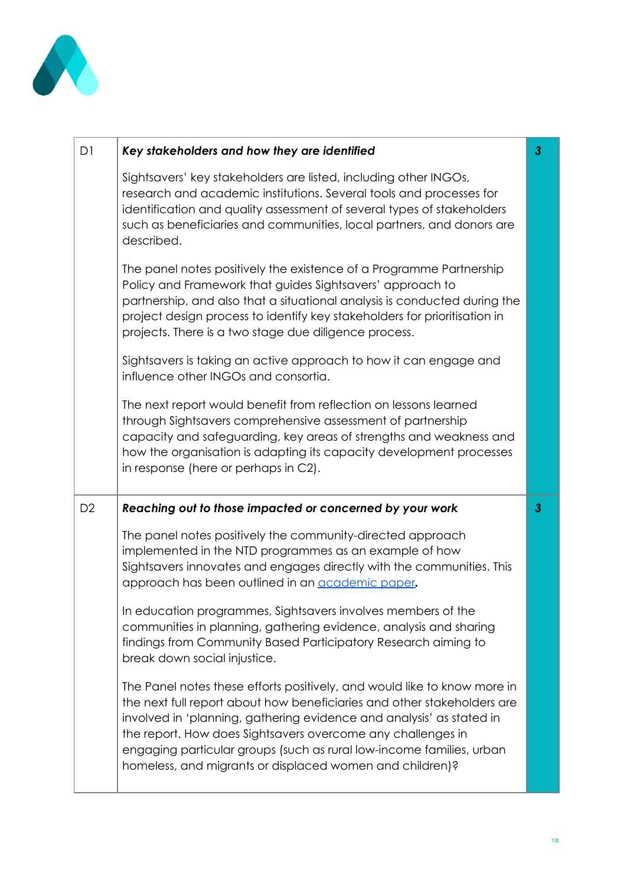| | | |
|---|---|---|
| D1 | ***Key stakeholders and how they are identified***<br><br>Sightsavers' key stakeholders are listed, including other INGOs, research and academic institutions. Several tools and processes for identification and quality assessment of several types of stakeholders such as beneficiaries and communities, local partners, and donors are described.<br><br>The panel notes positively the existence of a Programme Partnership Policy and Framework that guides Sightsavers' approach to partnership, and also that a situational analysis is conducted during the project design process to identify key stakeholders for prioritisation in projects. There is a two stage due diligence process.<br><br>Sightsavers is taking an active approach to how it can engage and influence other INGOs and consortia.<br><br>The next report would benefit from reflection on lessons learned through Sightsavers comprehensive assessment of partnership capacity and safeguarding, key areas of strengths and weakness and how the organisation is adapting its capacity development processes in response (here or perhaps in C2). | ***3*** |
| D2 | ***Reaching out to those impacted or concerned by your work***<br><br>The panel notes positively the community-directed approach implemented in the NTD programmes as an example of how Sightsavers innovates and engages directly with the communities. This approach has been outlined in an academic paper.<br><br>In education programmes, Sightsavers involves members of the communities in planning, gathering evidence, analysis and sharing findings from Community Based Participatory Research aiming to break down social injustice.<br><br>The Panel notes these efforts positively, and would like to know more in the next full report about how beneficiaries and other stakeholders are involved in 'planning, gathering evidence and analysis' as stated in the report. How does Sightsavers overcome any challenges in engaging particular groups (such as rural low-income families, urban homeless, and migrants or displaced women and children)? | ***3*** |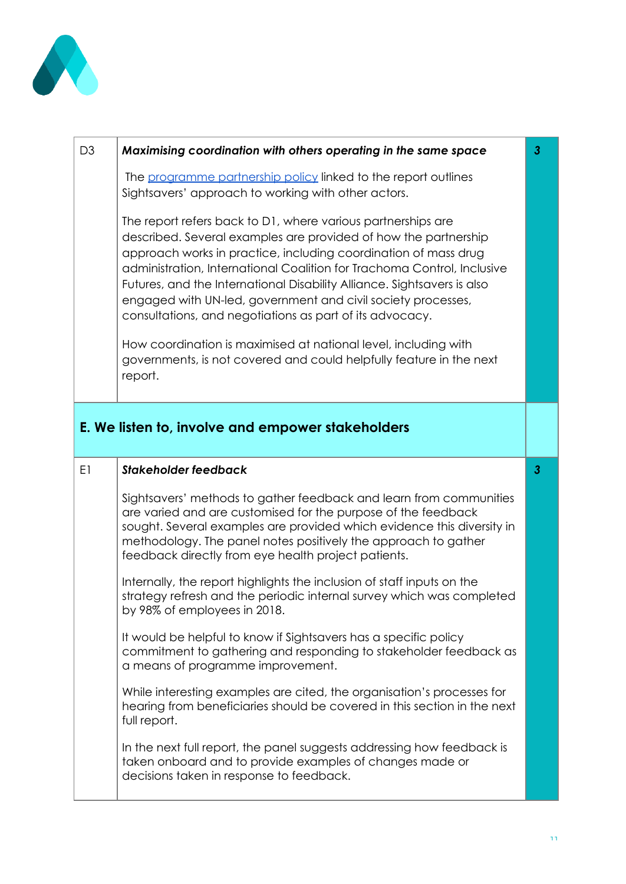| | | |
|---|---|---|
| D3 | ***Maximising coordination with others operating in the same space***<br><br>The [programme partnership policy]() linked to the report outlines Sightsavers' approach to working with other actors.<br><br>The report refers back to D1, where various partnerships are described. Several examples are provided of how the partnership approach works in practice, including coordination of mass drug administration, International Coalition for Trachoma Control, Inclusive Futures, and the International Disability Alliance. Sightsavers is also engaged with UN-led, government and civil society processes, consultations, and negotiations as part of its advocacy.<br><br>How coordination is maximised at national level, including with governments, is not covered and could helpfully feature in the next report. | ***3*** |
| **E. We listen to, involve and empower stakeholders** | | |
| E1 | ***Stakeholder feedback***<br><br>Sightsavers' methods to gather feedback and learn from communities are varied and are customised for the purpose of the feedback sought. Several examples are provided which evidence this diversity in methodology. The panel notes positively the approach to gather feedback directly from eye health project patients.<br><br>Internally, the report highlights the inclusion of staff inputs on the strategy refresh and the periodic internal survey which was completed by 98% of employees in 2018.<br><br>It would be helpful to know if Sightsavers has a specific policy commitment to gathering and responding to stakeholder feedback as a means of programme improvement.<br><br>While interesting examples are cited, the organisation's processes for hearing from beneficiaries should be covered in this section in the next full report.<br><br>In the next full report, the panel suggests addressing how feedback is taken onboard and to provide examples of changes made or decisions taken in response to feedback. | ***3*** |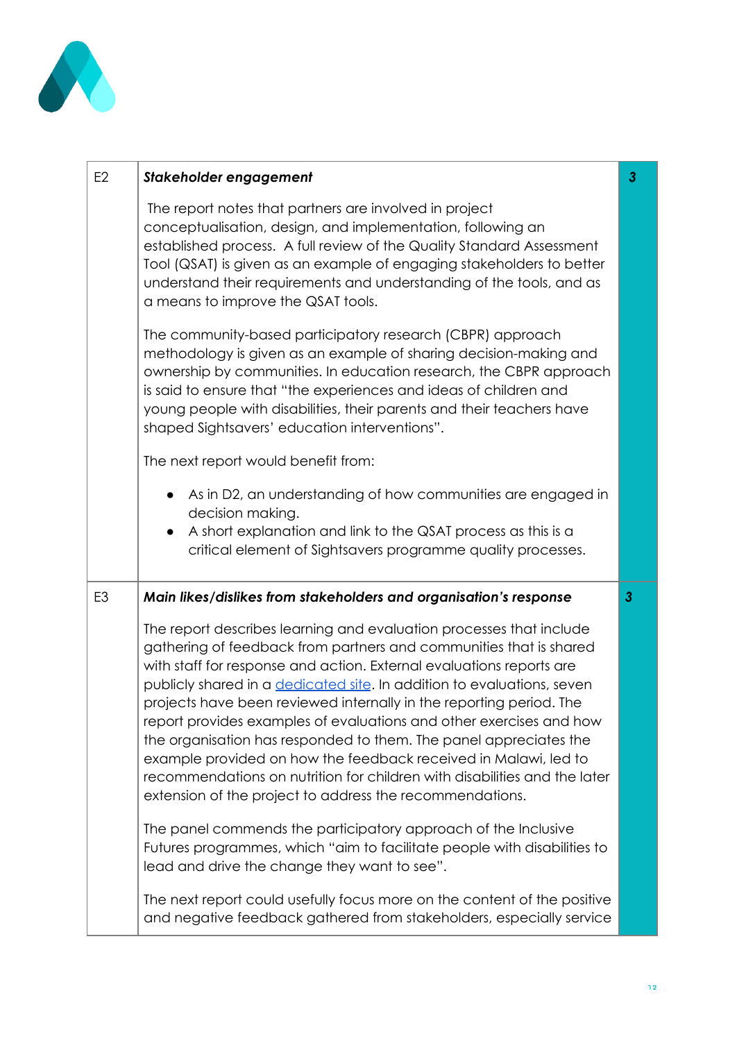| | | |
|---|---|---|
| E2 | ***Stakeholder engagement*** <br><br> The report notes that partners are involved in project conceptualisation, design, and implementation, following an established process. A full review of the Quality Standard Assessment Tool (QSAT) is given as an example of engaging stakeholders to better understand their requirements and understanding of the tools, and as a means to improve the QSAT tools. <br><br> The community-based participatory research (CBPR) approach methodology is given as an example of sharing decision-making and ownership by communities. In education research, the CBPR approach is said to ensure that "the experiences and ideas of children and young people with disabilities, their parents and their teachers have shaped Sightsavers' education interventions". <br><br> The next report would benefit from: <br><br> • As in D2, an understanding of how communities are engaged in decision making. <br> • A short explanation and link to the QSAT process as this is a critical element of Sightsavers programme quality processes. | ***3*** |
| E3 | ***Main likes/dislikes from stakeholders and organisation's response*** <br><br> The report describes learning and evaluation processes that include gathering of feedback from partners and communities that is shared with staff for response and action. External evaluations reports are publicly shared in a [dedicated site](). In addition to evaluations, seven projects have been reviewed internally in the reporting period. The report provides examples of evaluations and other exercises and how the organisation has responded to them. The panel appreciates the example provided on how the feedback received in Malawi, led to recommendations on nutrition for children with disabilities and the later extension of the project to address the recommendations. <br><br> The panel commends the participatory approach of the Inclusive Futures programmes, which "aim to facilitate people with disabilities to lead and drive the change they want to see". <br><br> The next report could usefully focus more on the content of the positive and negative feedback gathered from stakeholders, especially service | ***3*** |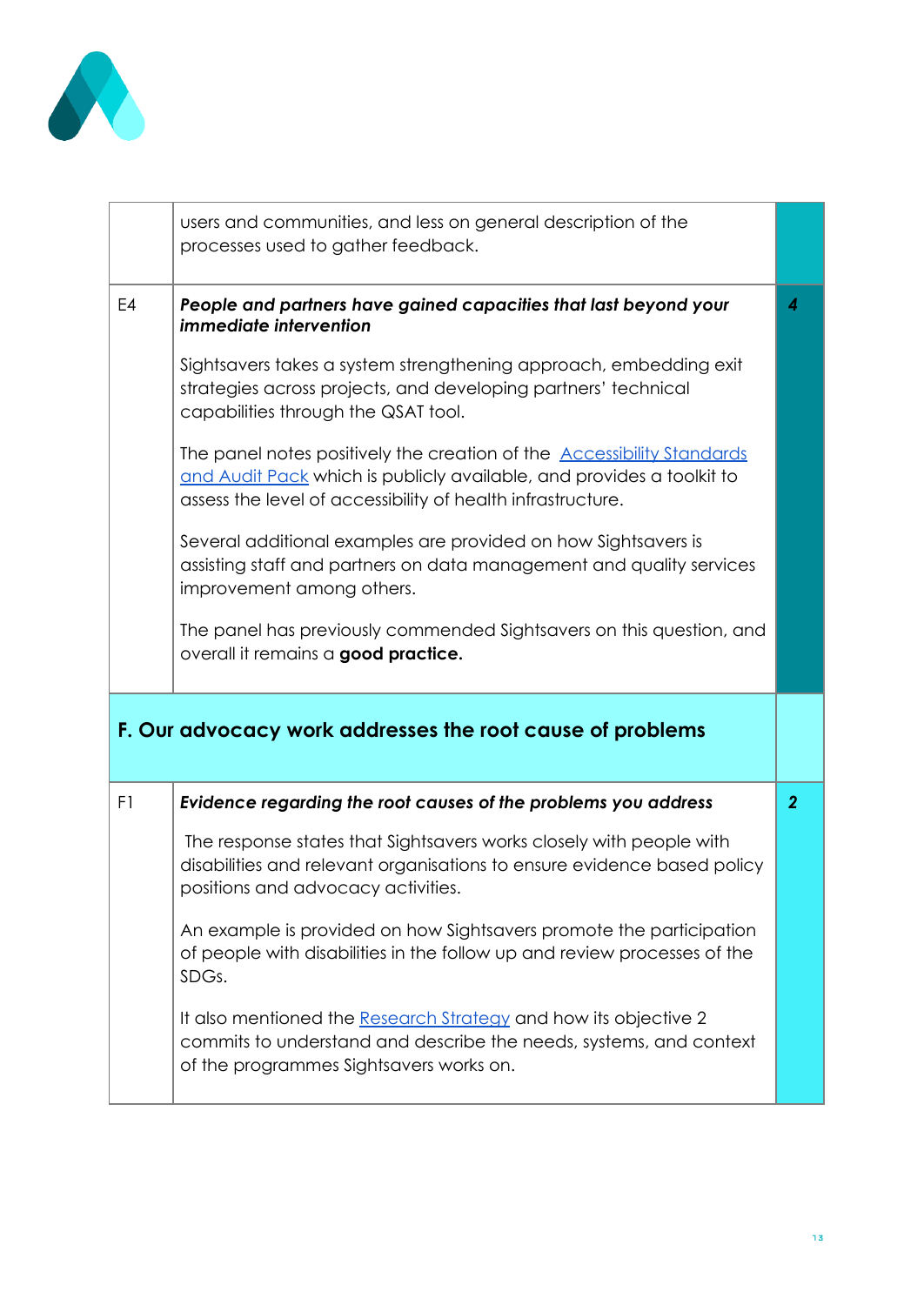| | | |
|---|---|---|
| | users and communities, and less on general description of the processes used to gather feedback. | |
| E4 | ***People and partners have gained capacities that last beyond your immediate intervention***<br><br>Sightsavers takes a system strengthening approach, embedding exit strategies across projects, and developing partners' technical capabilities through the QSAT tool.<br><br>The panel notes positively the creation of the Accessibility Standards and Audit Pack which is publicly available, and provides a toolkit to assess the level of accessibility of health infrastructure.<br><br>Several additional examples are provided on how Sightsavers is assisting staff and partners on data management and quality services improvement among others.<br><br>The panel has previously commended Sightsavers on this question, and overall it remains a **good practice.** | ***4*** |
| **F. Our advocacy work addresses the root cause of problems** | | |
| F1 | ***Evidence regarding the root causes of the problems you address***<br><br>The response states that Sightsavers works closely with people with disabilities and relevant organisations to ensure evidence based policy positions and advocacy activities.<br><br>An example is provided on how Sightsavers promote the participation of people with disabilities in the follow up and review processes of the SDGs.<br><br>It also mentioned the Research Strategy and how its objective 2 commits to understand and describe the needs, systems, and context of the programmes Sightsavers works on. | ***2*** |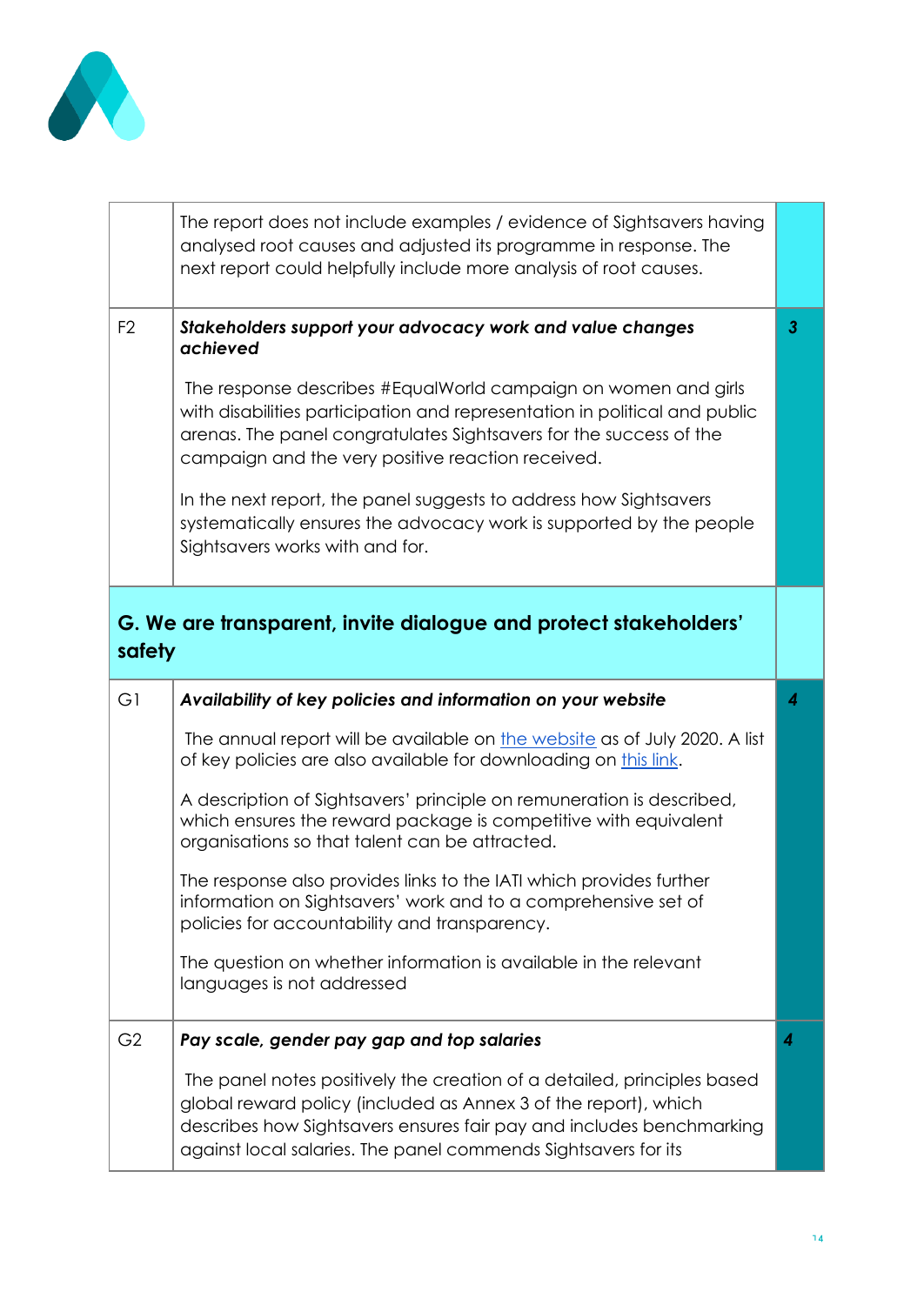| | | |
|---|---|---|
| | The report does not include examples / evidence of Sightsavers having analysed root causes and adjusted its programme in response. The next report could helpfully include more analysis of root causes. | |
| F2 | ***Stakeholders support your advocacy work and value changes achieved***<br><br>The response describes #EqualWorld campaign on women and girls with disabilities participation and representation in political and public arenas. The panel congratulates Sightsavers for the success of the campaign and the very positive reaction received.<br><br>In the next report, the panel suggests to address how Sightsavers systematically ensures the advocacy work is supported by the people Sightsavers works with and for. | ***3*** |
| **G. We are transparent, invite dialogue and protect stakeholders' safety** | | |
| G1 | ***Availability of key policies and information on your website***<br><br>The annual report will be available on the website as of July 2020. A list of key policies are also available for downloading on this link.<br><br>A description of Sightsavers' principle on remuneration is described, which ensures the reward package is competitive with equivalent organisations so that talent can be attracted.<br><br>The response also provides links to the IATI which provides further information on Sightsavers' work and to a comprehensive set of policies for accountability and transparency.<br><br>The question on whether information is available in the relevant languages is not addressed | ***4*** |
| G2 | ***Pay scale, gender pay gap and top salaries***<br><br>The panel notes positively the creation of a detailed, principles based global reward policy (included as Annex 3 of the report), which describes how Sightsavers ensures fair pay and includes benchmarking against local salaries. The panel commends Sightsavers for its | ***4*** |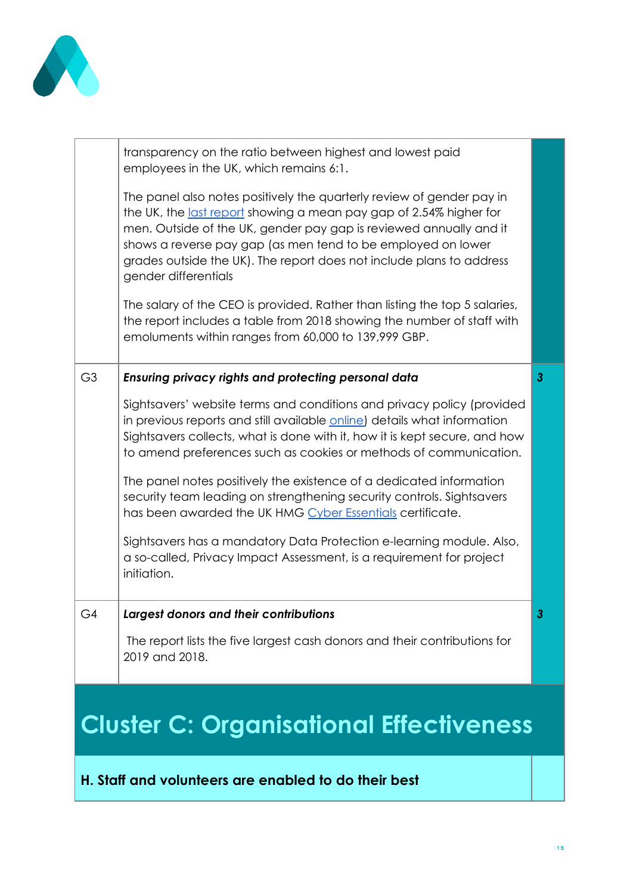| | | |
|---|---|---|
| | transparency on the ratio between highest and lowest paid employees in the UK, which remains 6:1.<br><br>The panel also notes positively the quarterly review of gender pay in the UK, the last report showing a mean pay gap of 2.54% higher for men. Outside of the UK, gender pay gap is reviewed annually and it shows a reverse pay gap (as men tend to be employed on lower grades outside the UK). The report does not include plans to address gender differentials<br><br>The salary of the CEO is provided. Rather than listing the top 5 salaries, the report includes a table from 2018 showing the number of staff with emoluments within ranges from 60,000 to 139,999 GBP. | |
| G3 | ***Ensuring privacy rights and protecting personal data***<br><br>Sightsavers' website terms and conditions and privacy policy (provided in previous reports and still available online) details what information Sightsavers collects, what is done with it, how it is kept secure, and how to amend preferences such as cookies or methods of communication.<br><br>The panel notes positively the existence of a dedicated information security team leading on strengthening security controls. Sightsavers has been awarded the UK HMG Cyber Essentials certificate.<br><br>Sightsavers has a mandatory Data Protection e-learning module. Also, a so-called, Privacy Impact Assessment, is a requirement for project initiation. | ***3*** |
| G4 | ***Largest donors and their contributions***<br><br>The report lists the five largest cash donors and their contributions for 2019 and 2018. | ***3*** |

# Cluster C: Organisational Effectiveness

## H. Staff and volunteers are enabled to do their best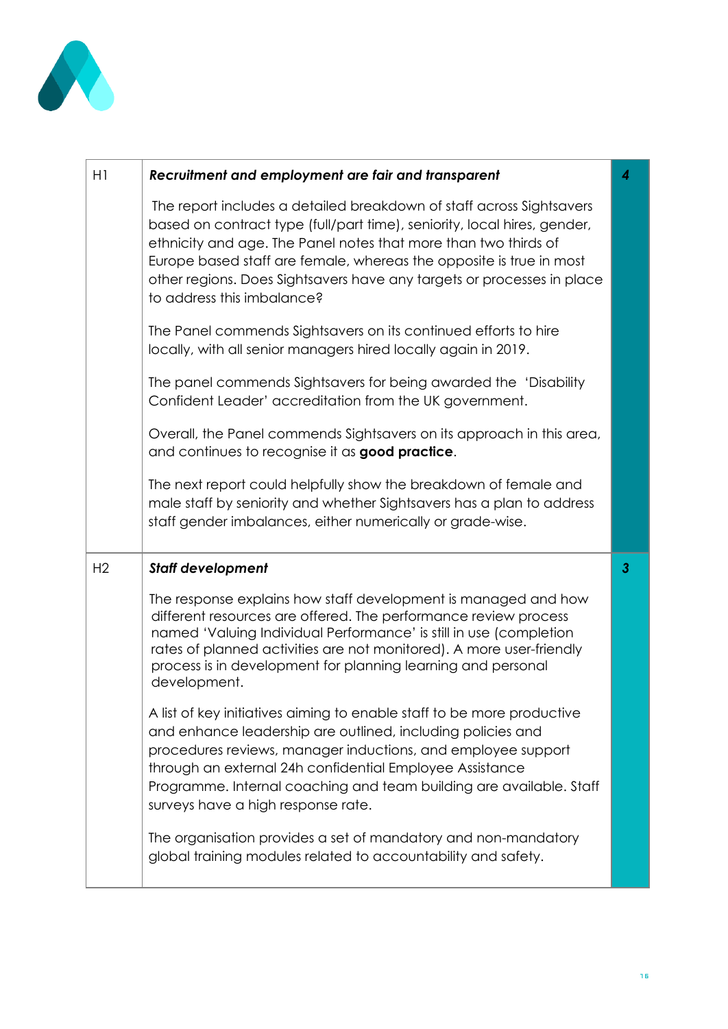| | | |
|---|---|---|
| H1 | ***Recruitment and employment are fair and transparent***<br><br>The report includes a detailed breakdown of staff across Sightsavers based on contract type (full/part time), seniority, local hires, gender, ethnicity and age. The Panel notes that more than two thirds of Europe based staff are female, whereas the opposite is true in most other regions. Does Sightsavers have any targets or processes in place to address this imbalance?<br><br>The Panel commends Sightsavers on its continued efforts to hire locally, with all senior managers hired locally again in 2019.<br><br>The panel commends Sightsavers for being awarded the 'Disability Confident Leader' accreditation from the UK government.<br><br>Overall, the Panel commends Sightsavers on its approach in this area, and continues to recognise it as **good practice**.<br><br>The next report could helpfully show the breakdown of female and male staff by seniority and whether Sightsavers has a plan to address staff gender imbalances, either numerically or grade-wise. | ***4*** |
| H2 | ***Staff development***<br><br>The response explains how staff development is managed and how different resources are offered. The performance review process named 'Valuing Individual Performance' is still in use (completion rates of planned activities are not monitored). A more user-friendly process is in development for planning learning and personal development.<br><br>A list of key initiatives aiming to enable staff to be more productive and enhance leadership are outlined, including policies and procedures reviews, manager inductions, and employee support through an external 24h confidential Employee Assistance Programme. Internal coaching and team building are available. Staff surveys have a high response rate.<br><br>The organisation provides a set of mandatory and non-mandatory global training modules related to accountability and safety. | ***3*** |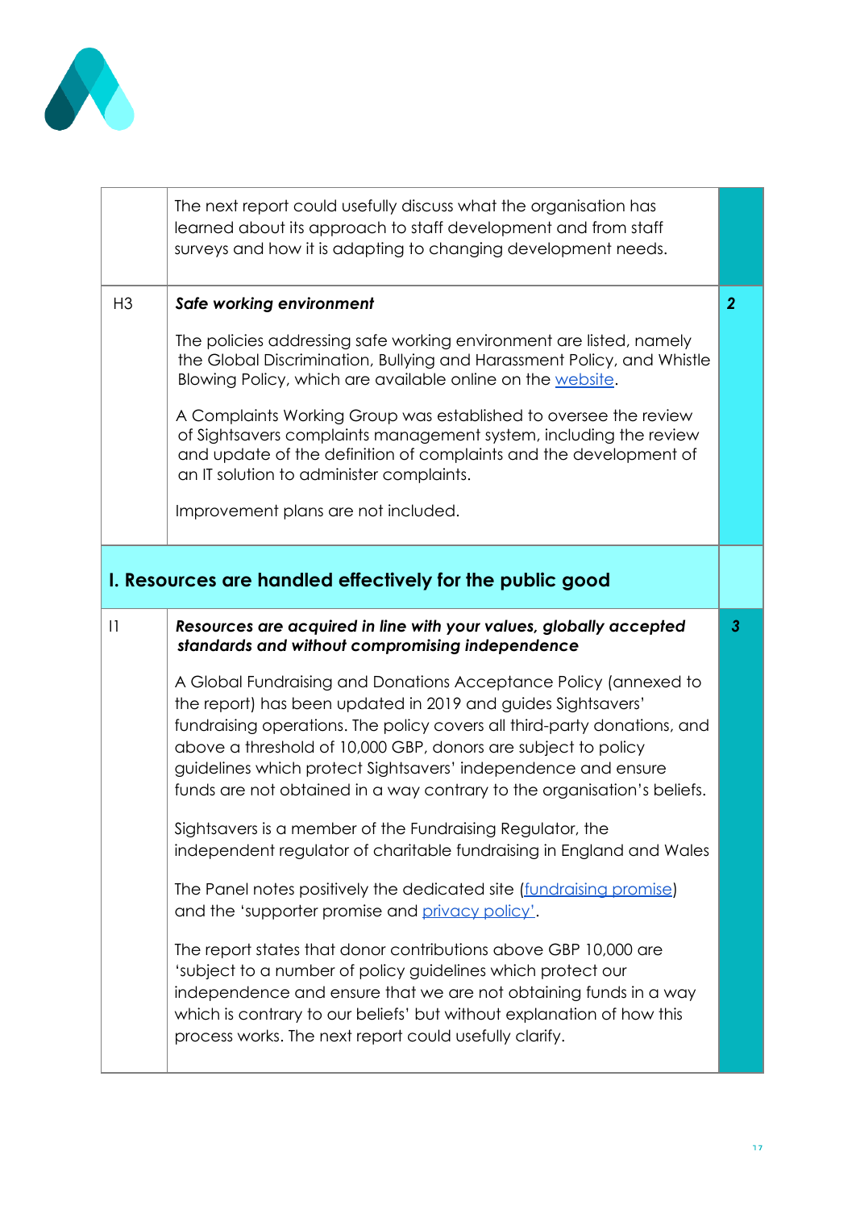|  |  |  |
|---|---|---|
|  | The next report could usefully discuss what the organisation has learned about its approach to staff development and from staff surveys and how it is adapting to changing development needs. |  |
| H3 | ***Safe working environment***<br><br>The policies addressing safe working environment are listed, namely the Global Discrimination, Bullying and Harassment Policy, and Whistle Blowing Policy, which are available online on the website.<br><br>A Complaints Working Group was established to oversee the review of Sightsavers complaints management system, including the review and update of the definition of complaints and the development of an IT solution to administer complaints.<br><br>Improvement plans are not included. | ***2*** |
| **I. Resources are handled effectively for the public good** | | |
| I1 | ***Resources are acquired in line with your values, globally accepted standards and without compromising independence***<br><br>A Global Fundraising and Donations Acceptance Policy (annexed to the report) has been updated in 2019 and guides Sightsavers' fundraising operations. The policy covers all third-party donations, and above a threshold of 10,000 GBP, donors are subject to policy guidelines which protect Sightsavers' independence and ensure funds are not obtained in a way contrary to the organisation's beliefs.<br><br>Sightsavers is a member of the Fundraising Regulator, the independent regulator of charitable fundraising in England and Wales<br><br>The Panel notes positively the dedicated site (fundraising promise) and the 'supporter promise and privacy policy'.<br><br>The report states that donor contributions above GBP 10,000 are 'subject to a number of policy guidelines which protect our independence and ensure that we are not obtaining funds in a way which is contrary to our beliefs' but without explanation of how this process works. The next report could usefully clarify. | ***3*** |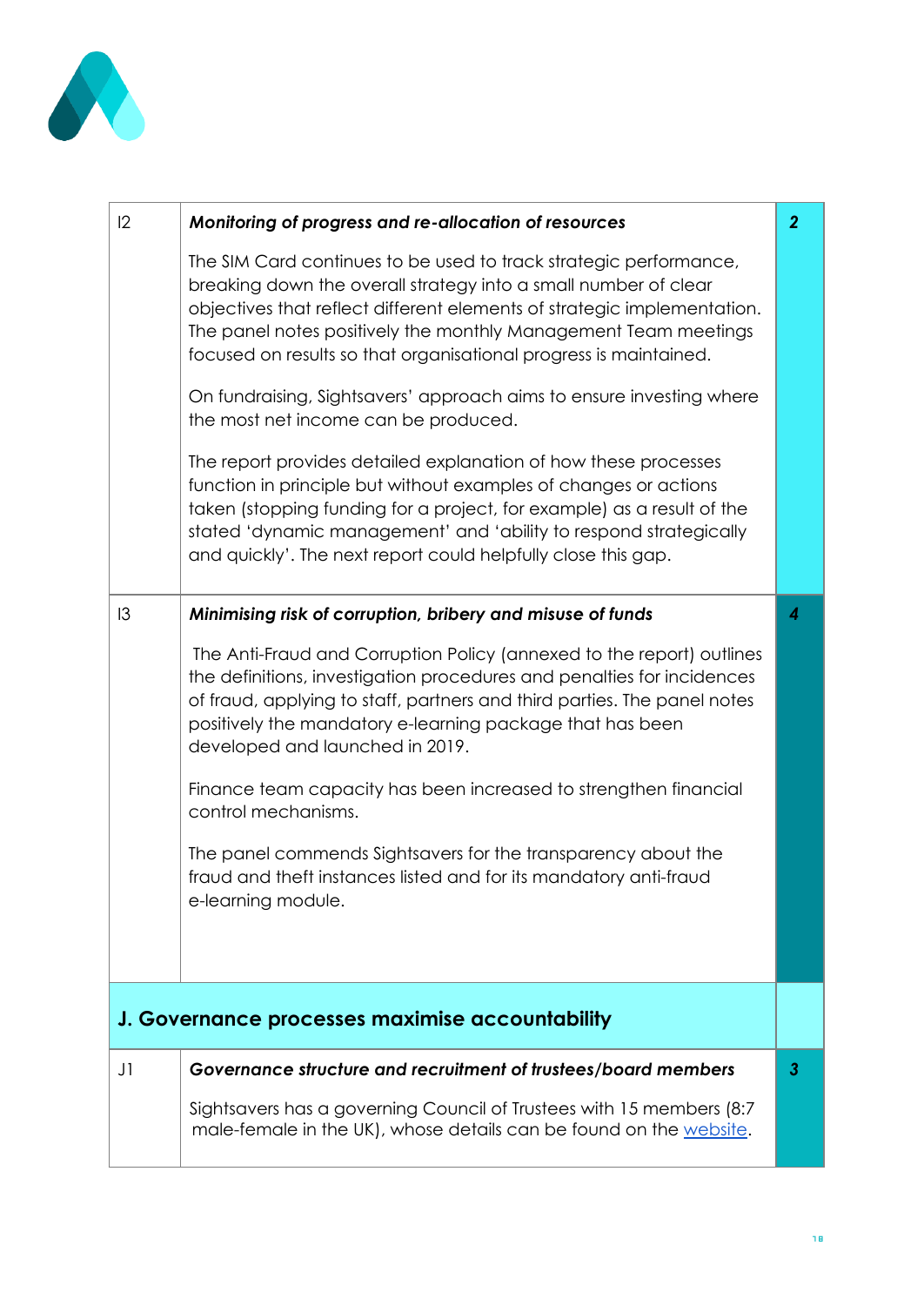| | | |
|---|---|---|
| I2 | ***Monitoring of progress and re-allocation of resources***<br><br>The SIM Card continues to be used to track strategic performance, breaking down the overall strategy into a small number of clear objectives that reflect different elements of strategic implementation. The panel notes positively the monthly Management Team meetings focused on results so that organisational progress is maintained.<br><br>On fundraising, Sightsavers' approach aims to ensure investing where the most net income can be produced.<br><br>The report provides detailed explanation of how these processes function in principle but without examples of changes or actions taken (stopping funding for a project, for example) as a result of the stated 'dynamic management' and 'ability to respond strategically and quickly'. The next report could helpfully close this gap. | ***2*** |
| I3 | ***Minimising risk of corruption, bribery and misuse of funds***<br><br>The Anti-Fraud and Corruption Policy (annexed to the report) outlines the definitions, investigation procedures and penalties for incidences of fraud, applying to staff, partners and third parties. The panel notes positively the mandatory e-learning package that has been developed and launched in 2019.<br><br>Finance team capacity has been increased to strengthen financial control mechanisms.<br><br>The panel commends Sightsavers for the transparency about the fraud and theft instances listed and for its mandatory anti-fraud e-learning module. | ***4*** |
| **J. Governance processes maximise accountability** | | |
| J1 | ***Governance structure and recruitment of trustees/board members***<br><br>Sightsavers has a governing Council of Trustees with 15 members (8:7 male-female in the UK), whose details can be found on the website. | ***3*** |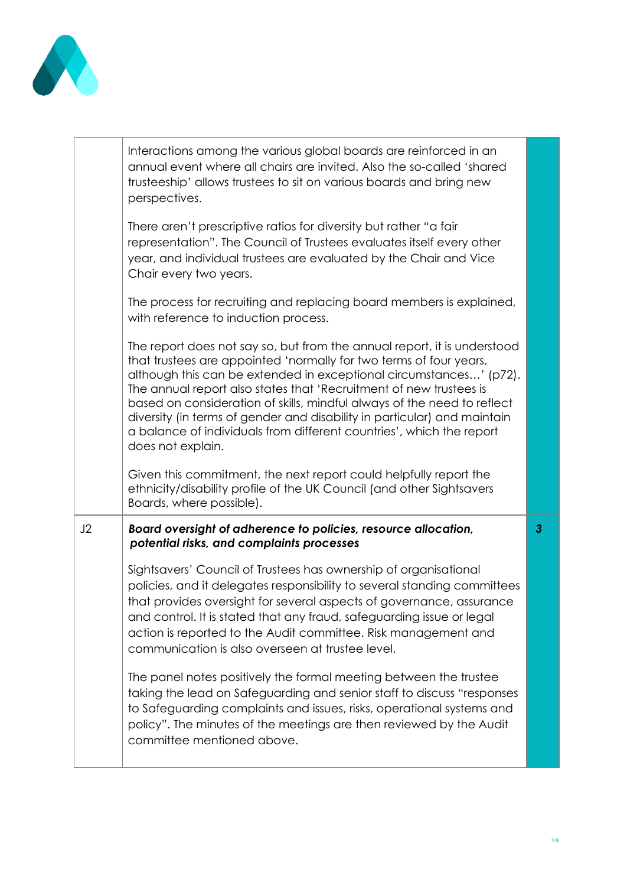| | | |
|---|---|---|
| | Interactions among the various global boards are reinforced in an annual event where all chairs are invited. Also the so-called 'shared trusteeship' allows trustees to sit on various boards and bring new perspectives.<br><br>There aren't prescriptive ratios for diversity but rather "a fair representation". The Council of Trustees evaluates itself every other year, and individual trustees are evaluated by the Chair and Vice Chair every two years.<br><br>The process for recruiting and replacing board members is explained, with reference to induction process.<br><br>The report does not say so, but from the annual report, it is understood that trustees are appointed 'normally for two terms of four years, although this can be extended in exceptional circumstances…' (p72). The annual report also states that 'Recruitment of new trustees is based on consideration of skills, mindful always of the need to reflect diversity (in terms of gender and disability in particular) and maintain a balance of individuals from different countries', which the report does not explain.<br><br>Given this commitment, the next report could helpfully report the ethnicity/disability profile of the UK Council (and other Sightsavers Boards, where possible). | |
| J2 | ***Board oversight of adherence to policies, resource allocation, potential risks, and complaints processes***<br><br>Sightsavers' Council of Trustees has ownership of organisational policies, and it delegates responsibility to several standing committees that provides oversight for several aspects of governance, assurance and control. It is stated that any fraud, safeguarding issue or legal action is reported to the Audit committee. Risk management and communication is also overseen at trustee level.<br><br>The panel notes positively the formal meeting between the trustee taking the lead on Safeguarding and senior staff to discuss "responses to Safeguarding complaints and issues, risks, operational systems and policy". The minutes of the meetings are then reviewed by the Audit committee mentioned above. | ***3*** |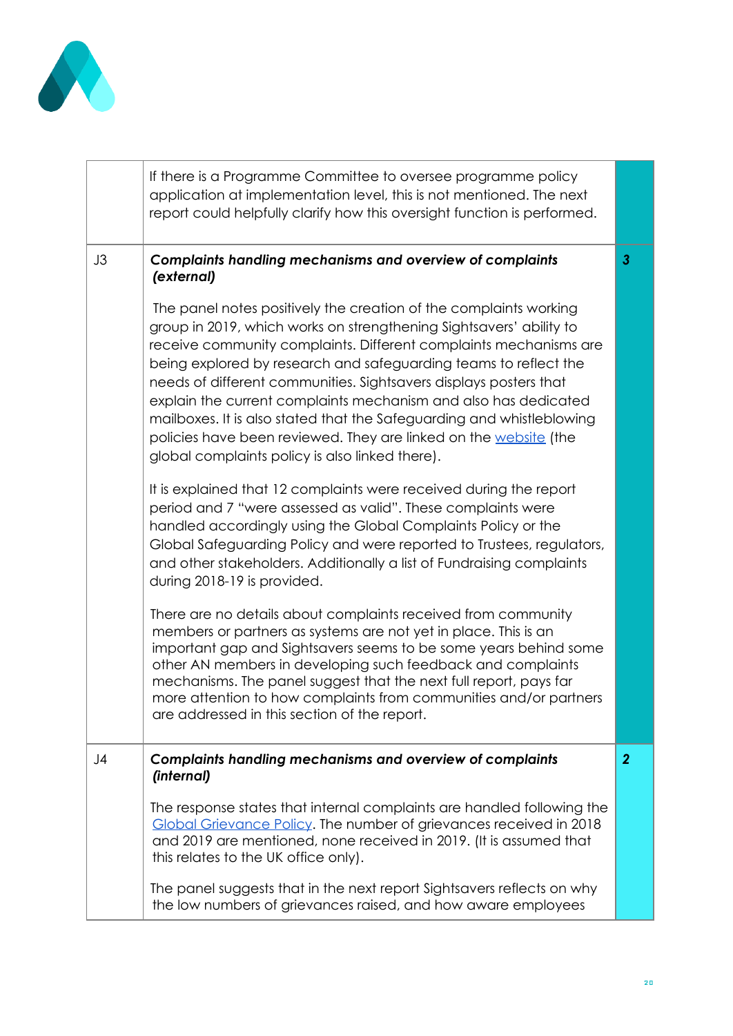|  |  |  |
|---|---|---|
|  | If there is a Programme Committee to oversee programme policy application at implementation level, this is not mentioned. The next report could helpfully clarify how this oversight function is performed. |  |
| J3 | ***Complaints handling mechanisms and overview of complaints (external)***<br><br>The panel notes positively the creation of the complaints working group in 2019, which works on strengthening Sightsavers' ability to receive community complaints. Different complaints mechanisms are being explored by research and safeguarding teams to reflect the needs of different communities. Sightsavers displays posters that explain the current complaints mechanism and also has dedicated mailboxes. It is also stated that the Safeguarding and whistleblowing policies have been reviewed. They are linked on the website (the global complaints policy is also linked there).<br><br>It is explained that 12 complaints were received during the report period and 7 "were assessed as valid". These complaints were handled accordingly using the Global Complaints Policy or the Global Safeguarding Policy and were reported to Trustees, regulators, and other stakeholders. Additionally a list of Fundraising complaints during 2018-19 is provided.<br><br>There are no details about complaints received from community members or partners as systems are not yet in place. This is an important gap and Sightsavers seems to be some years behind some other AN members in developing such feedback and complaints mechanisms. The panel suggest that the next full report, pays far more attention to how complaints from communities and/or partners are addressed in this section of the report. | ***3*** |
| J4 | ***Complaints handling mechanisms and overview of complaints (internal)***<br><br>The response states that internal complaints are handled following the Global Grievance Policy. The number of grievances received in 2018 and 2019 are mentioned, none received in 2019. (It is assumed that this relates to the UK office only).<br><br>The panel suggests that in the next report Sightsavers reflects on why the low numbers of grievances raised, and how aware employees | ***2*** |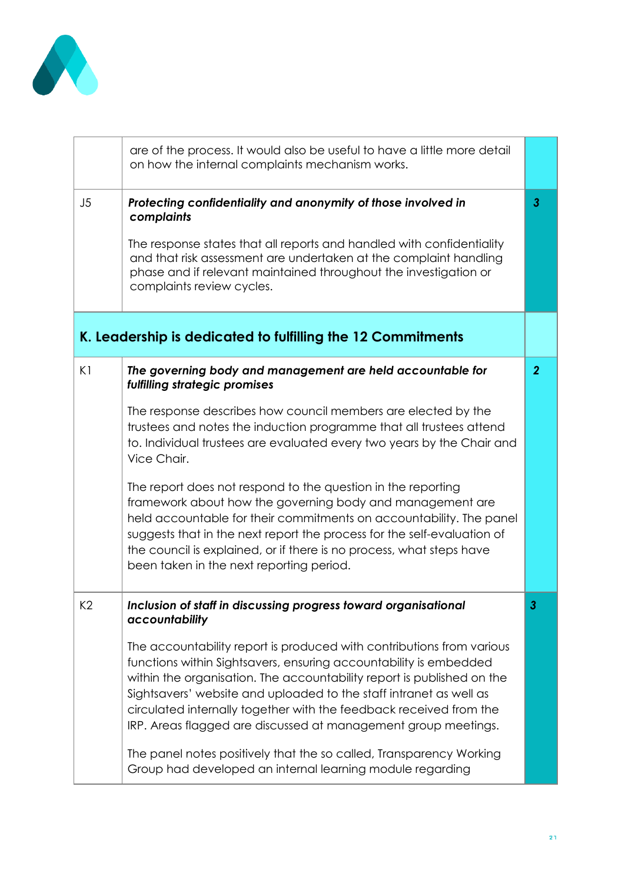| | | |
|---|---|---|
| | are of the process. It would also be useful to have a little more detail on how the internal complaints mechanism works. | |
| J5 | ***Protecting confidentiality and anonymity of those involved in complaints*** <br><br> The response states that all reports and handled with confidentiality and that risk assessment are undertaken at the complaint handling phase and if relevant maintained throughout the investigation or complaints review cycles. | ***3*** |
| **K. Leadership is dedicated to fulfilling the 12 Commitments** | | |
| K1 | ***The governing body and management are held accountable for fulfilling strategic promises*** <br><br> The response describes how council members are elected by the trustees and notes the induction programme that all trustees attend to. Individual trustees are evaluated every two years by the Chair and Vice Chair. <br><br> The report does not respond to the question in the reporting framework about how the governing body and management are held accountable for their commitments on accountability. The panel suggests that in the next report the process for the self-evaluation of the council is explained, or if there is no process, what steps have been taken in the next reporting period. | ***2*** |
| K2 | ***Inclusion of staff in discussing progress toward organisational accountability*** <br><br> The accountability report is produced with contributions from various functions within Sightsavers, ensuring accountability is embedded within the organisation. The accountability report is published on the Sightsavers' website and uploaded to the staff intranet as well as circulated internally together with the feedback received from the IRP. Areas flagged are discussed at management group meetings. <br><br> The panel notes positively that the so called, Transparency Working Group had developed an internal learning module regarding | ***3*** |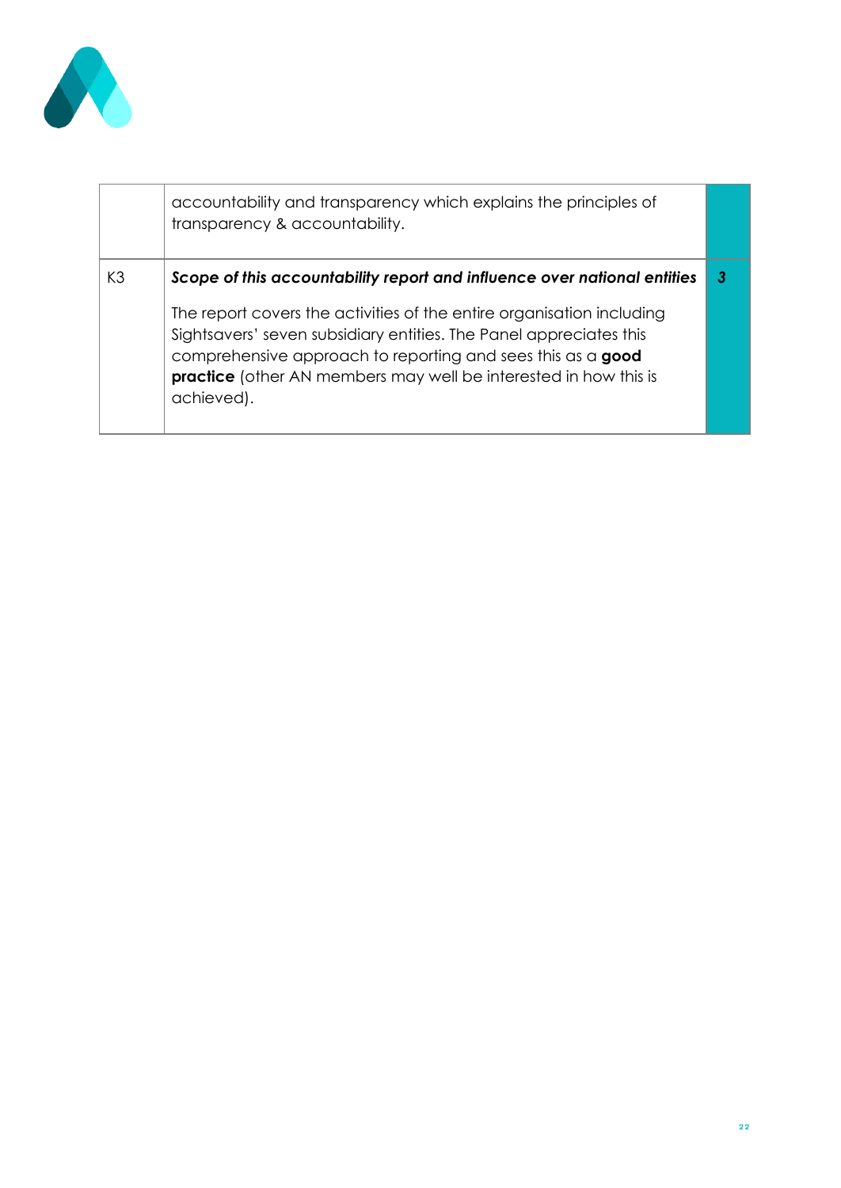| | | |
|---|---|---|
| | accountability and transparency which explains the principles of transparency & accountability. | |
| K3 | ***Scope of this accountability report and influence over national entities***<br><br>The report covers the activities of the entire organisation including Sightsavers' seven subsidiary entities. The Panel appreciates this comprehensive approach to reporting and sees this as a **good practice** (other AN members may well be interested in how this is achieved). | ***3*** |